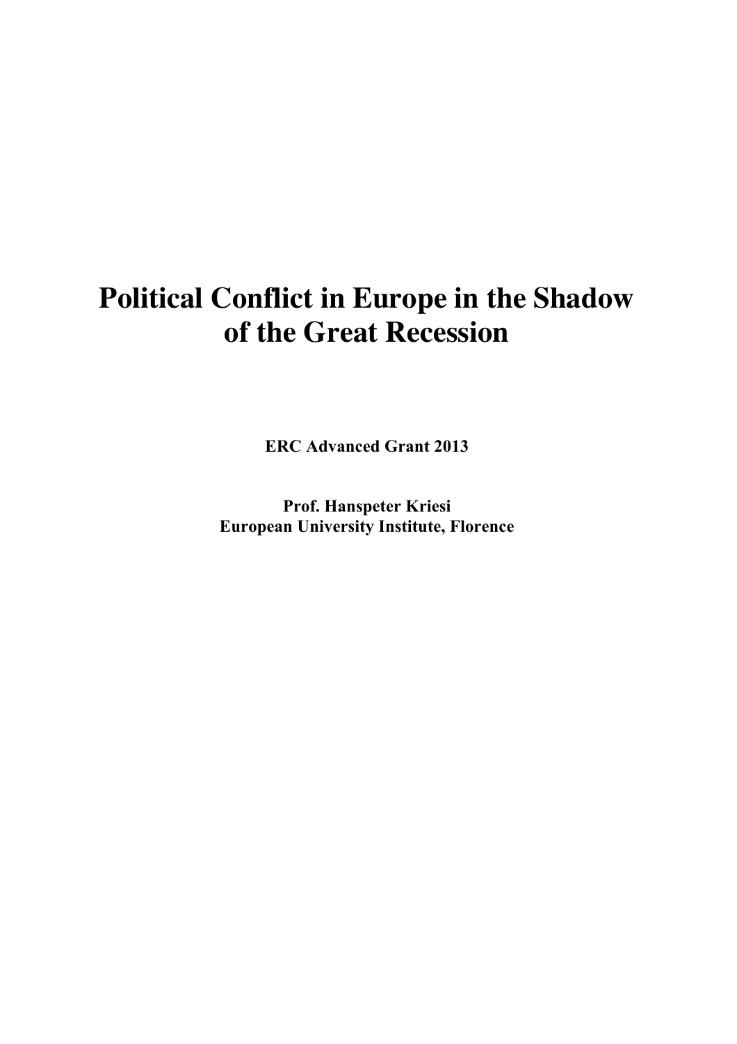# Political Conflict in Europe in the Shadow of the Great Recession

**ERC Advanced Grant 2013**

**Prof. Hanspeter Kriesi**
**European University Institute, Florence**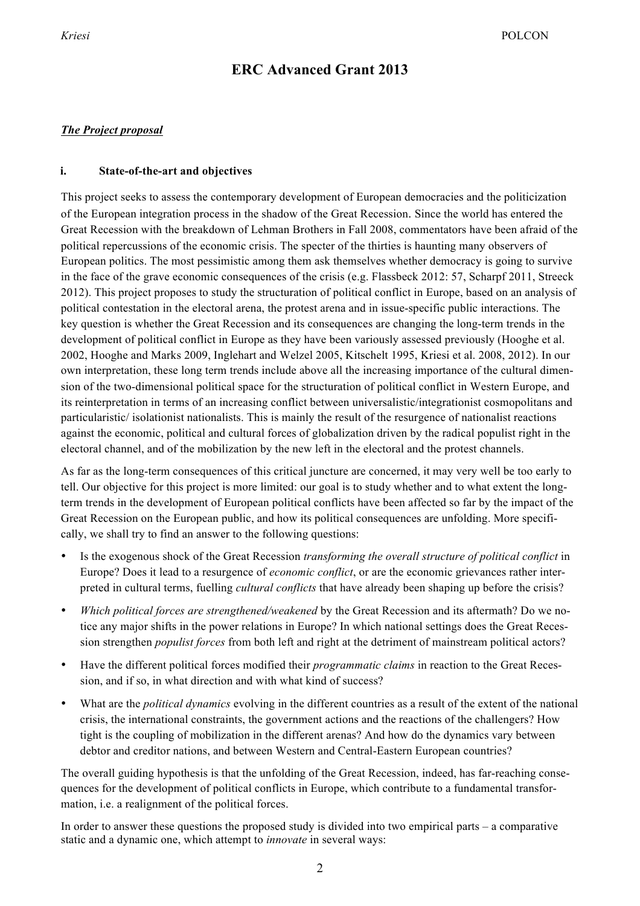# ERC Advanced Grant 2013

***The Project proposal***

## i. State-of-the-art and objectives

This project seeks to assess the contemporary development of European democracies and the politicization of the European integration process in the shadow of the Great Recession. Since the world has entered the Great Recession with the breakdown of Lehman Brothers in Fall 2008, commentators have been afraid of the political repercussions of the economic crisis. The specter of the thirties is haunting many observers of European politics. The most pessimistic among them ask themselves whether democracy is going to survive in the face of the grave economic consequences of the crisis (e.g. Flassbeck 2012: 57, Scharpf 2011, Streeck 2012). This project proposes to study the structuration of political conflict in Europe, based on an analysis of political contestation in the electoral arena, the protest arena and in issue-specific public interactions. The key question is whether the Great Recession and its consequences are changing the long-term trends in the development of political conflict in Europe as they have been variously assessed previously (Hooghe et al. 2002, Hooghe and Marks 2009, Inglehart and Welzel 2005, Kitschelt 1995, Kriesi et al. 2008, 2012). In our own interpretation, these long term trends include above all the increasing importance of the cultural dimension of the two-dimensional political space for the structuration of political conflict in Western Europe, and its reinterpretation in terms of an increasing conflict between universalistic/integrationist cosmopolitans and particularistic/ isolationist nationalists. This is mainly the result of the resurgence of nationalist reactions against the economic, political and cultural forces of globalization driven by the radical populist right in the electoral channel, and of the mobilization by the new left in the electoral and the protest channels.

As far as the long-term consequences of this critical juncture are concerned, it may very well be too early to tell. Our objective for this project is more limited: our goal is to study whether and to what extent the long-term trends in the development of European political conflicts have been affected so far by the impact of the Great Recession on the European public, and how its political consequences are unfolding. More specifically, we shall try to find an answer to the following questions:

- Is the exogenous shock of the Great Recession *transforming the overall structure of political conflict* in Europe? Does it lead to a resurgence of *economic conflict*, or are the economic grievances rather interpreted in cultural terms, fuelling *cultural conflicts* that have already been shaping up before the crisis?
- *Which political forces are strengthened/weakened* by the Great Recession and its aftermath? Do we notice any major shifts in the power relations in Europe? In which national settings does the Great Recession strengthen *populist forces* from both left and right at the detriment of mainstream political actors?
- Have the different political forces modified their *programmatic claims* in reaction to the Great Recession, and if so, in what direction and with what kind of success?
- What are the *political dynamics* evolving in the different countries as a result of the extent of the national crisis, the international constraints, the government actions and the reactions of the challengers? How tight is the coupling of mobilization in the different arenas? And how do the dynamics vary between debtor and creditor nations, and between Western and Central-Eastern European countries?

The overall guiding hypothesis is that the unfolding of the Great Recession, indeed, has far-reaching consequences for the development of political conflicts in Europe, which contribute to a fundamental transformation, i.e. a realignment of the political forces.

In order to answer these questions the proposed study is divided into two empirical parts – a comparative static and a dynamic one, which attempt to *innovate* in several ways: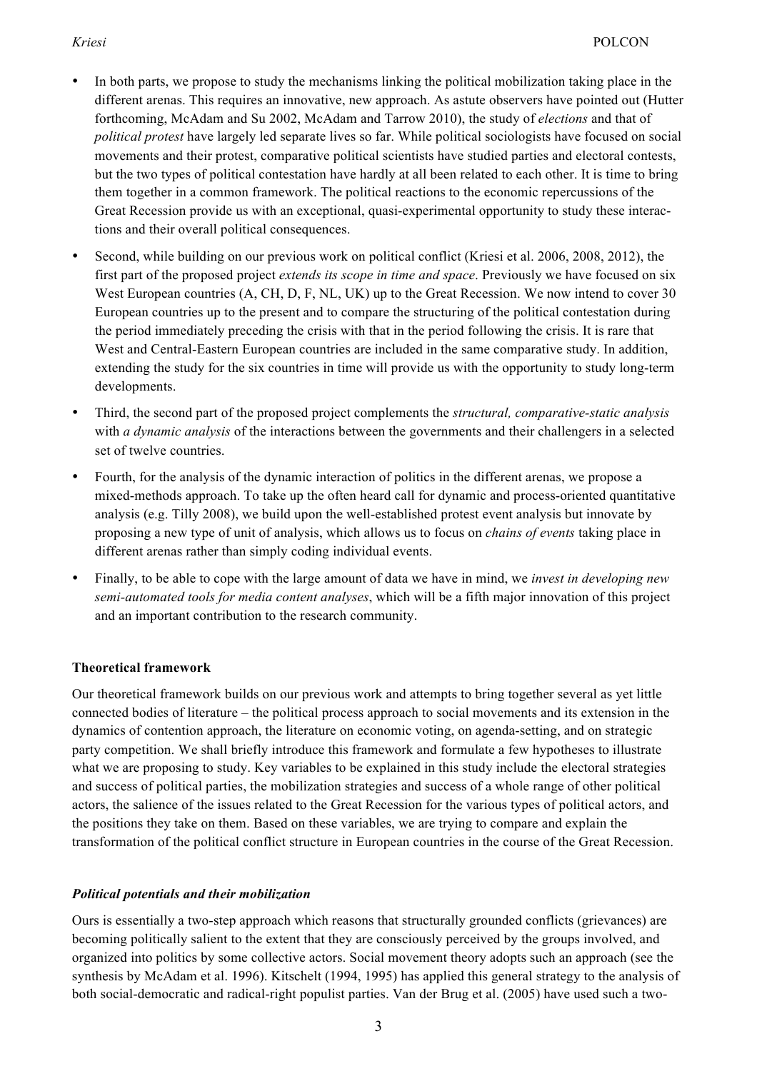- In both parts, we propose to study the mechanisms linking the political mobilization taking place in the different arenas. This requires an innovative, new approach. As astute observers have pointed out (Hutter forthcoming, McAdam and Su 2002, McAdam and Tarrow 2010), the study of *elections* and that of *political protest* have largely led separate lives so far. While political sociologists have focused on social movements and their protest, comparative political scientists have studied parties and electoral contests, but the two types of political contestation have hardly at all been related to each other. It is time to bring them together in a common framework. The political reactions to the economic repercussions of the Great Recession provide us with an exceptional, quasi-experimental opportunity to study these interactions and their overall political consequences.
- Second, while building on our previous work on political conflict (Kriesi et al. 2006, 2008, 2012), the first part of the proposed project *extends its scope in time and space*. Previously we have focused on six West European countries (A, CH, D, F, NL, UK) up to the Great Recession. We now intend to cover 30 European countries up to the present and to compare the structuring of the political contestation during the period immediately preceding the crisis with that in the period following the crisis. It is rare that West and Central-Eastern European countries are included in the same comparative study. In addition, extending the study for the six countries in time will provide us with the opportunity to study long-term developments.
- Third, the second part of the proposed project complements the *structural, comparative-static analysis* with *a dynamic analysis* of the interactions between the governments and their challengers in a selected set of twelve countries.
- Fourth, for the analysis of the dynamic interaction of politics in the different arenas, we propose a mixed-methods approach. To take up the often heard call for dynamic and process-oriented quantitative analysis (e.g. Tilly 2008), we build upon the well-established protest event analysis but innovate by proposing a new type of unit of analysis, which allows us to focus on *chains of events* taking place in different arenas rather than simply coding individual events.
- Finally, to be able to cope with the large amount of data we have in mind, we *invest in developing new semi-automated tools for media content analyses*, which will be a fifth major innovation of this project and an important contribution to the research community.

**Theoretical framework**

Our theoretical framework builds on our previous work and attempts to bring together several as yet little connected bodies of literature – the political process approach to social movements and its extension in the dynamics of contention approach, the literature on economic voting, on agenda-setting, and on strategic party competition. We shall briefly introduce this framework and formulate a few hypotheses to illustrate what we are proposing to study. Key variables to be explained in this study include the electoral strategies and success of political parties, the mobilization strategies and success of a whole range of other political actors, the salience of the issues related to the Great Recession for the various types of political actors, and the positions they take on them. Based on these variables, we are trying to compare and explain the transformation of the political conflict structure in European countries in the course of the Great Recession.

***Political potentials and their mobilization***

Ours is essentially a two-step approach which reasons that structurally grounded conflicts (grievances) are becoming politically salient to the extent that they are consciously perceived by the groups involved, and organized into politics by some collective actors. Social movement theory adopts such an approach (see the synthesis by McAdam et al. 1996). Kitschelt (1994, 1995) has applied this general strategy to the analysis of both social-democratic and radical-right populist parties. Van der Brug et al. (2005) have used such a two-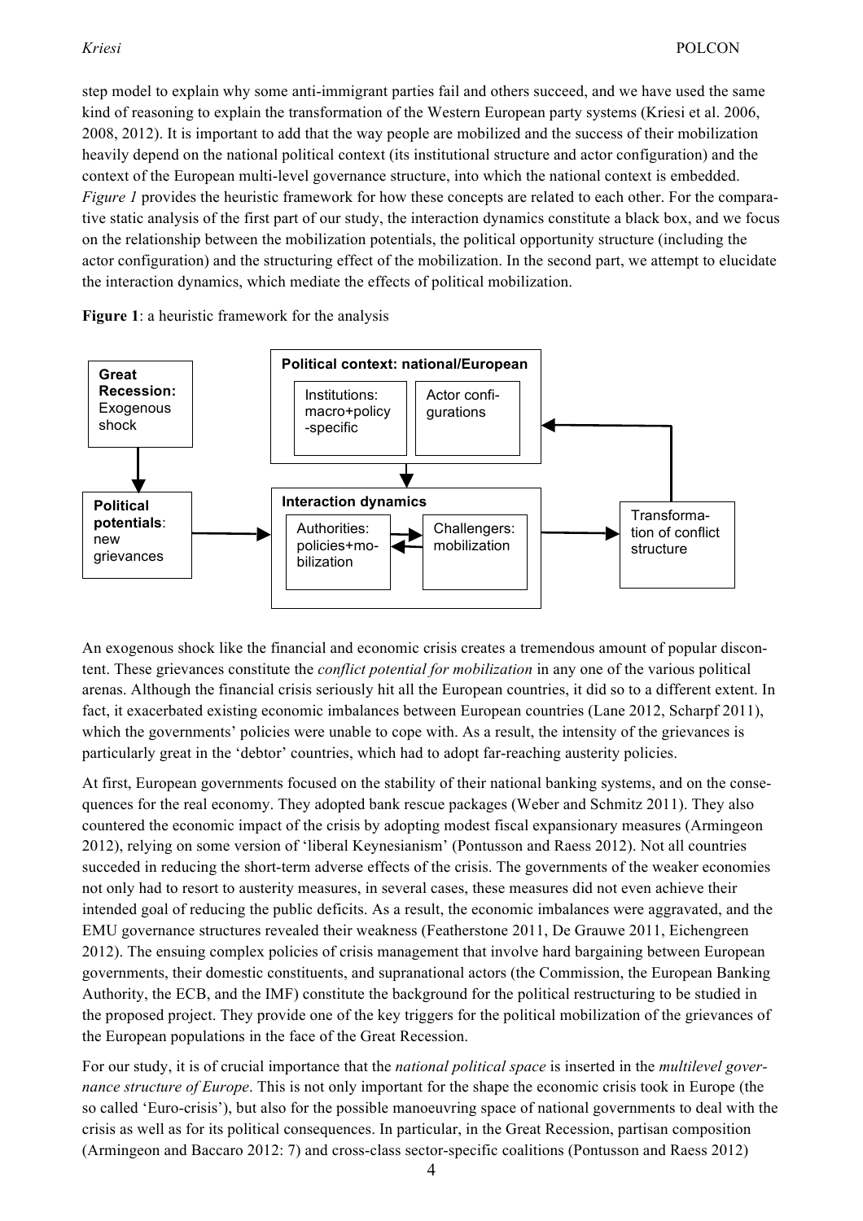step model to explain why some anti-immigrant parties fail and others succeed, and we have used the same kind of reasoning to explain the transformation of the Western European party systems (Kriesi et al. 2006, 2008, 2012). It is important to add that the way people are mobilized and the success of their mobilization heavily depend on the national political context (its institutional structure and actor configuration) and the context of the European multi-level governance structure, into which the national context is embedded. *Figure 1* provides the heuristic framework for how these concepts are related to each other. For the comparative static analysis of the first part of our study, the interaction dynamics constitute a black box, and we focus on the relationship between the mobilization potentials, the political opportunity structure (including the actor configuration) and the structuring effect of the mobilization. In the second part, we attempt to elucidate the interaction dynamics, which mediate the effects of political mobilization.

**Figure 1**: a heuristic framework for the analysis

**Great Recession:** Exogenous shock

**Political potentials**: new grievances

**Political context: national/European**

Institutions: macro+policy-specific

Actor configurations

**Interaction dynamics**

Authorities: policies+mobilization

Challengers: mobilization

Transformation of conflict structure

An exogenous shock like the financial and economic crisis creates a tremendous amount of popular discontent. These grievances constitute the *conflict potential for mobilization* in any one of the various political arenas. Although the financial crisis seriously hit all the European countries, it did so to a different extent. In fact, it exacerbated existing economic imbalances between European countries (Lane 2012, Scharpf 2011), which the governments' policies were unable to cope with. As a result, the intensity of the grievances is particularly great in the 'debtor' countries, which had to adopt far-reaching austerity policies.

At first, European governments focused on the stability of their national banking systems, and on the consequences for the real economy. They adopted bank rescue packages (Weber and Schmitz 2011). They also countered the economic impact of the crisis by adopting modest fiscal expansionary measures (Armingeon 2012), relying on some version of 'liberal Keynesianism' (Pontusson and Raess 2012). Not all countries succeded in reducing the short-term adverse effects of the crisis. The governments of the weaker economies not only had to resort to austerity measures, in several cases, these measures did not even achieve their intended goal of reducing the public deficits. As a result, the economic imbalances were aggravated, and the EMU governance structures revealed their weakness (Featherstone 2011, De Grauwe 2011, Eichengreen 2012). The ensuing complex policies of crisis management that involve hard bargaining between European governments, their domestic constituents, and supranational actors (the Commission, the European Banking Authority, the ECB, and the IMF) constitute the background for the political restructuring to be studied in the proposed project. They provide one of the key triggers for the political mobilization of the grievances of the European populations in the face of the Great Recession.

For our study, it is of crucial importance that the *national political space* is inserted in the *multilevel governance structure of Europe*. This is not only important for the shape the economic crisis took in Europe (the so called 'Euro-crisis'), but also for the possible manoeuvring space of national governments to deal with the crisis as well as for its political consequences. In particular, in the Great Recession, partisan composition (Armingeon and Baccaro 2012: 7) and cross-class sector-specific coalitions (Pontusson and Raess 2012)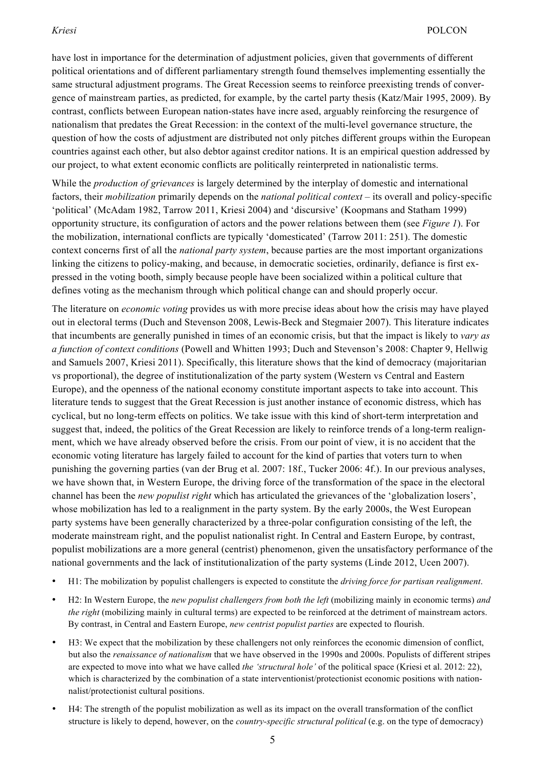have lost in importance for the determination of adjustment policies, given that governments of different political orientations and of different parliamentary strength found themselves implementing essentially the same structural adjustment programs. The Great Recession seems to reinforce preexisting trends of convergence of mainstream parties, as predicted, for example, by the cartel party thesis (Katz/Mair 1995, 2009). By contrast, conflicts between European nation-states have incre ased, arguably reinforcing the resurgence of nationalism that predates the Great Recession: in the context of the multi-level governance structure, the question of how the costs of adjustment are distributed not only pitches different groups within the European countries against each other, but also debtor against creditor nations. It is an empirical question addressed by our project, to what extent economic conflicts are politically reinterpreted in nationalistic terms.

While the *production of grievances* is largely determined by the interplay of domestic and international factors, their *mobilization* primarily depends on the *national political context* – its overall and policy-specific 'political' (McAdam 1982, Tarrow 2011, Kriesi 2004) and 'discursive' (Koopmans and Statham 1999) opportunity structure, its configuration of actors and the power relations between them (see *Figure 1*). For the mobilization, international conflicts are typically 'domesticated' (Tarrow 2011: 251). The domestic context concerns first of all the *national party system*, because parties are the most important organizations linking the citizens to policy-making, and because, in democratic societies, ordinarily, defiance is first expressed in the voting booth, simply because people have been socialized within a political culture that defines voting as the mechanism through which political change can and should properly occur.

The literature on *economic voting* provides us with more precise ideas about how the crisis may have played out in electoral terms (Duch and Stevenson 2008, Lewis-Beck and Stegmaier 2007). This literature indicates that incumbents are generally punished in times of an economic crisis, but that the impact is likely to *vary as a function of context conditions* (Powell and Whitten 1993; Duch and Stevenson's 2008: Chapter 9, Hellwig and Samuels 2007, Kriesi 2011). Specifically, this literature shows that the kind of democracy (majoritarian vs proportional), the degree of institutionalization of the party system (Western vs Central and Eastern Europe), and the openness of the national economy constitute important aspects to take into account. This literature tends to suggest that the Great Recession is just another instance of economic distress, which has cyclical, but no long-term effects on politics. We take issue with this kind of short-term interpretation and suggest that, indeed, the politics of the Great Recession are likely to reinforce trends of a long-term realignment, which we have already observed before the crisis. From our point of view, it is no accident that the economic voting literature has largely failed to account for the kind of parties that voters turn to when punishing the governing parties (van der Brug et al. 2007: 18f., Tucker 2006: 4f.). In our previous analyses, we have shown that, in Western Europe, the driving force of the transformation of the space in the electoral channel has been the *new populist right* which has articulated the grievances of the 'globalization losers', whose mobilization has led to a realignment in the party system. By the early 2000s, the West European party systems have been generally characterized by a three-polar configuration consisting of the left, the moderate mainstream right, and the populist nationalist right. In Central and Eastern Europe, by contrast, populist mobilizations are a more general (centrist) phenomenon, given the unsatisfactory performance of the national governments and the lack of institutionalization of the party systems (Linde 2012, Ucen 2007).

- H1: The mobilization by populist challengers is expected to constitute the *driving force for partisan realignment*.
- H2: In Western Europe, the *new populist challengers from both the left* (mobilizing mainly in economic terms) *and the right* (mobilizing mainly in cultural terms) are expected to be reinforced at the detriment of mainstream actors. By contrast, in Central and Eastern Europe, *new centrist populist parties* are expected to flourish.
- H3: We expect that the mobilization by these challengers not only reinforces the economic dimension of conflict, but also the *renaissance of nationalism* that we have observed in the 1990s and 2000s. Populists of different stripes are expected to move into what we have called *the 'structural hole'* of the political space (Kriesi et al. 2012: 22), which is characterized by the combination of a state interventionist/protectionist economic positions with nationalist/protectionist cultural positions.
- H4: The strength of the populist mobilization as well as its impact on the overall transformation of the conflict structure is likely to depend, however, on the *country-specific structural political* (e.g. on the type of democracy)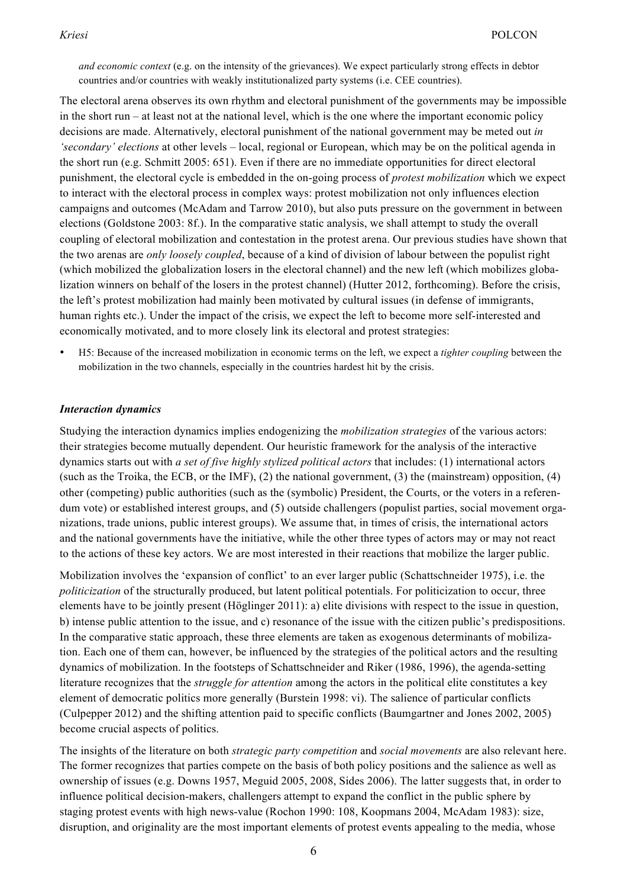*and economic context* (e.g. on the intensity of the grievances). We expect particularly strong effects in debtor countries and/or countries with weakly institutionalized party systems (i.e. CEE countries).

The electoral arena observes its own rhythm and electoral punishment of the governments may be impossible in the short run – at least not at the national level, which is the one where the important economic policy decisions are made. Alternatively, electoral punishment of the national government may be meted out *in 'secondary' elections* at other levels – local, regional or European, which may be on the political agenda in the short run (e.g. Schmitt 2005: 651). Even if there are no immediate opportunities for direct electoral punishment, the electoral cycle is embedded in the on-going process of *protest mobilization* which we expect to interact with the electoral process in complex ways: protest mobilization not only influences election campaigns and outcomes (McAdam and Tarrow 2010), but also puts pressure on the government in between elections (Goldstone 2003: 8f.). In the comparative static analysis, we shall attempt to study the overall coupling of electoral mobilization and contestation in the protest arena. Our previous studies have shown that the two arenas are *only loosely coupled*, because of a kind of division of labour between the populist right (which mobilized the globalization losers in the electoral channel) and the new left (which mobilizes globalization winners on behalf of the losers in the protest channel) (Hutter 2012, forthcoming). Before the crisis, the left's protest mobilization had mainly been motivated by cultural issues (in defense of immigrants, human rights etc.). Under the impact of the crisis, we expect the left to become more self-interested and economically motivated, and to more closely link its electoral and protest strategies:

- H5: Because of the increased mobilization in economic terms on the left, we expect a *tighter coupling* between the mobilization in the two channels, especially in the countries hardest hit by the crisis.

### *Interaction dynamics*

Studying the interaction dynamics implies endogenizing the *mobilization strategies* of the various actors: their strategies become mutually dependent. Our heuristic framework for the analysis of the interactive dynamics starts out with *a set of five highly stylized political actors* that includes: (1) international actors (such as the Troika, the ECB, or the IMF), (2) the national government, (3) the (mainstream) opposition, (4) other (competing) public authorities (such as the (symbolic) President, the Courts, or the voters in a referendum vote) or established interest groups, and (5) outside challengers (populist parties, social movement organizations, trade unions, public interest groups). We assume that, in times of crisis, the international actors and the national governments have the initiative, while the other three types of actors may or may not react to the actions of these key actors. We are most interested in their reactions that mobilize the larger public.

Mobilization involves the 'expansion of conflict' to an ever larger public (Schattschneider 1975), i.e. the *politicization* of the structurally produced, but latent political potentials. For politicization to occur, three elements have to be jointly present (Höglinger 2011): a) elite divisions with respect to the issue in question, b) intense public attention to the issue, and c) resonance of the issue with the citizen public's predispositions. In the comparative static approach, these three elements are taken as exogenous determinants of mobilization. Each one of them can, however, be influenced by the strategies of the political actors and the resulting dynamics of mobilization. In the footsteps of Schattschneider and Riker (1986, 1996), the agenda-setting literature recognizes that the *struggle for attention* among the actors in the political elite constitutes a key element of democratic politics more generally (Burstein 1998: vi). The salience of particular conflicts (Culpepper 2012) and the shifting attention paid to specific conflicts (Baumgartner and Jones 2002, 2005) become crucial aspects of politics.

The insights of the literature on both *strategic party competition* and *social movements* are also relevant here. The former recognizes that parties compete on the basis of both policy positions and the salience as well as ownership of issues (e.g. Downs 1957, Meguid 2005, 2008, Sides 2006). The latter suggests that, in order to influence political decision-makers, challengers attempt to expand the conflict in the public sphere by staging protest events with high news-value (Rochon 1990: 108, Koopmans 2004, McAdam 1983): size, disruption, and originality are the most important elements of protest events appealing to the media, whose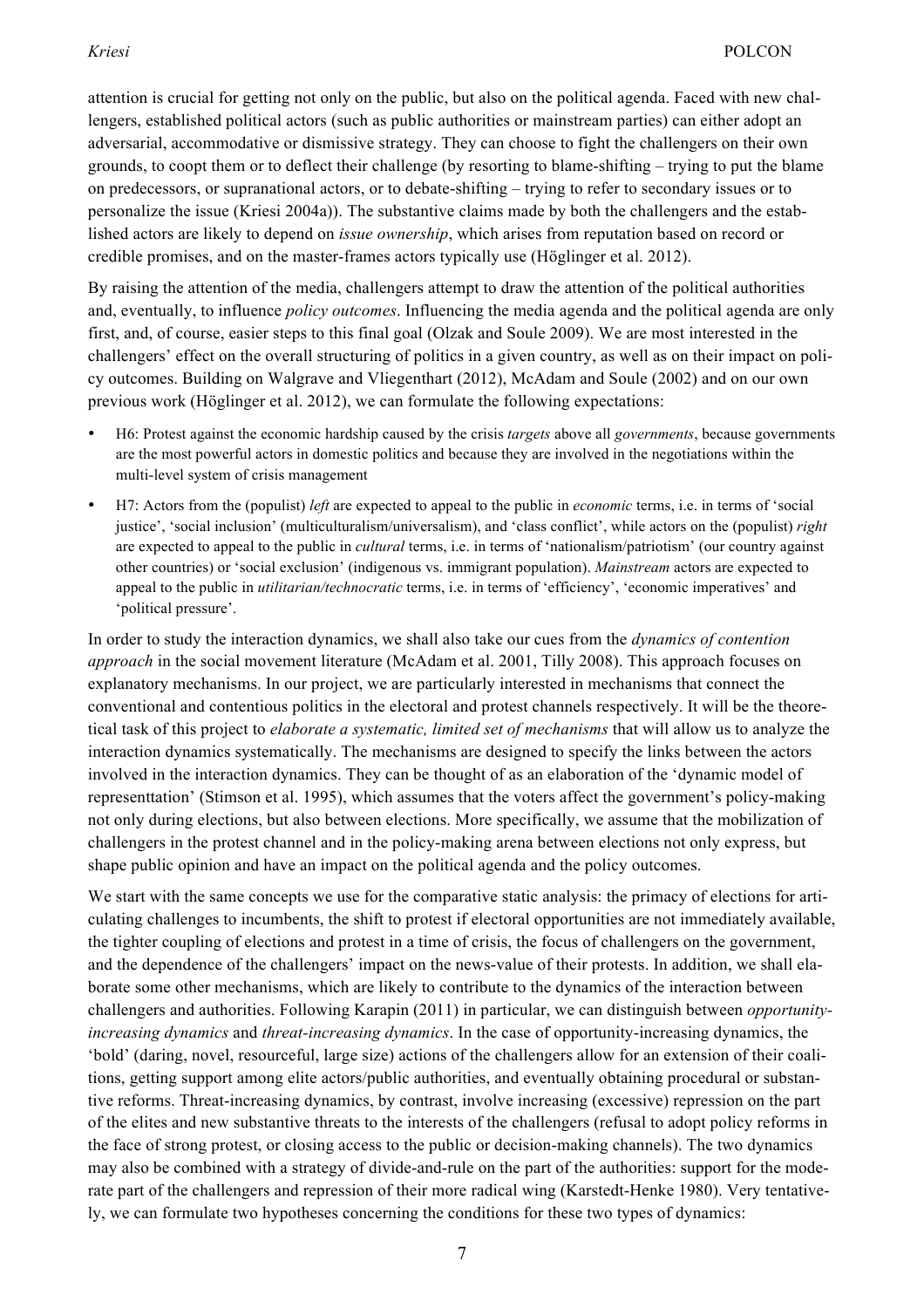attention is crucial for getting not only on the public, but also on the political agenda. Faced with new challengers, established political actors (such as public authorities or mainstream parties) can either adopt an adversarial, accommodative or dismissive strategy. They can choose to fight the challengers on their own grounds, to coopt them or to deflect their challenge (by resorting to blame-shifting – trying to put the blame on predecessors, or supranational actors, or to debate-shifting – trying to refer to secondary issues or to personalize the issue (Kriesi 2004a)). The substantive claims made by both the challengers and the established actors are likely to depend on *issue ownership*, which arises from reputation based on record or credible promises, and on the master-frames actors typically use (Höglinger et al. 2012).

By raising the attention of the media, challengers attempt to draw the attention of the political authorities and, eventually, to influence *policy outcomes*. Influencing the media agenda and the political agenda are only first, and, of course, easier steps to this final goal (Olzak and Soule 2009). We are most interested in the challengers' effect on the overall structuring of politics in a given country, as well as on their impact on policy outcomes. Building on Walgrave and Vliegenthart (2012), McAdam and Soule (2002) and on our own previous work (Höglinger et al. 2012), we can formulate the following expectations:

- H6: Protest against the economic hardship caused by the crisis *targets* above all *governments*, because governments are the most powerful actors in domestic politics and because they are involved in the negotiations within the multi-level system of crisis management
- H7: Actors from the (populist) *left* are expected to appeal to the public in *economic* terms, i.e. in terms of 'social justice', 'social inclusion' (multiculturalism/universalism), and 'class conflict', while actors on the (populist) *right* are expected to appeal to the public in *cultural* terms, i.e. in terms of 'nationalism/patriotism' (our country against other countries) or 'social exclusion' (indigenous vs. immigrant population). *Mainstream* actors are expected to appeal to the public in *utilitarian/technocratic* terms, i.e. in terms of 'efficiency', 'economic imperatives' and 'political pressure'.

In order to study the interaction dynamics, we shall also take our cues from the *dynamics of contention approach* in the social movement literature (McAdam et al. 2001, Tilly 2008). This approach focuses on explanatory mechanisms. In our project, we are particularly interested in mechanisms that connect the conventional and contentious politics in the electoral and protest channels respectively. It will be the theoretical task of this project to *elaborate a systematic, limited set of mechanisms* that will allow us to analyze the interaction dynamics systematically. The mechanisms are designed to specify the links between the actors involved in the interaction dynamics. They can be thought of as an elaboration of the 'dynamic model of representtation' (Stimson et al. 1995), which assumes that the voters affect the government's policy-making not only during elections, but also between elections. More specifically, we assume that the mobilization of challengers in the protest channel and in the policy-making arena between elections not only express, but shape public opinion and have an impact on the political agenda and the policy outcomes.

We start with the same concepts we use for the comparative static analysis: the primacy of elections for articulating challenges to incumbents, the shift to protest if electoral opportunities are not immediately available, the tighter coupling of elections and protest in a time of crisis, the focus of challengers on the government, and the dependence of the challengers' impact on the news-value of their protests. In addition, we shall elaborate some other mechanisms, which are likely to contribute to the dynamics of the interaction between challengers and authorities. Following Karapin (2011) in particular, we can distinguish between *opportunity-increasing dynamics* and *threat-increasing dynamics*. In the case of opportunity-increasing dynamics, the 'bold' (daring, novel, resourceful, large size) actions of the challengers allow for an extension of their coalitions, getting support among elite actors/public authorities, and eventually obtaining procedural or substantive reforms. Threat-increasing dynamics, by contrast, involve increasing (excessive) repression on the part of the elites and new substantive threats to the interests of the challengers (refusal to adopt policy reforms in the face of strong protest, or closing access to the public or decision-making channels). The two dynamics may also be combined with a strategy of divide-and-rule on the part of the authorities: support for the moderate part of the challengers and repression of their more radical wing (Karstedt-Henke 1980). Very tentatively, we can formulate two hypotheses concerning the conditions for these two types of dynamics: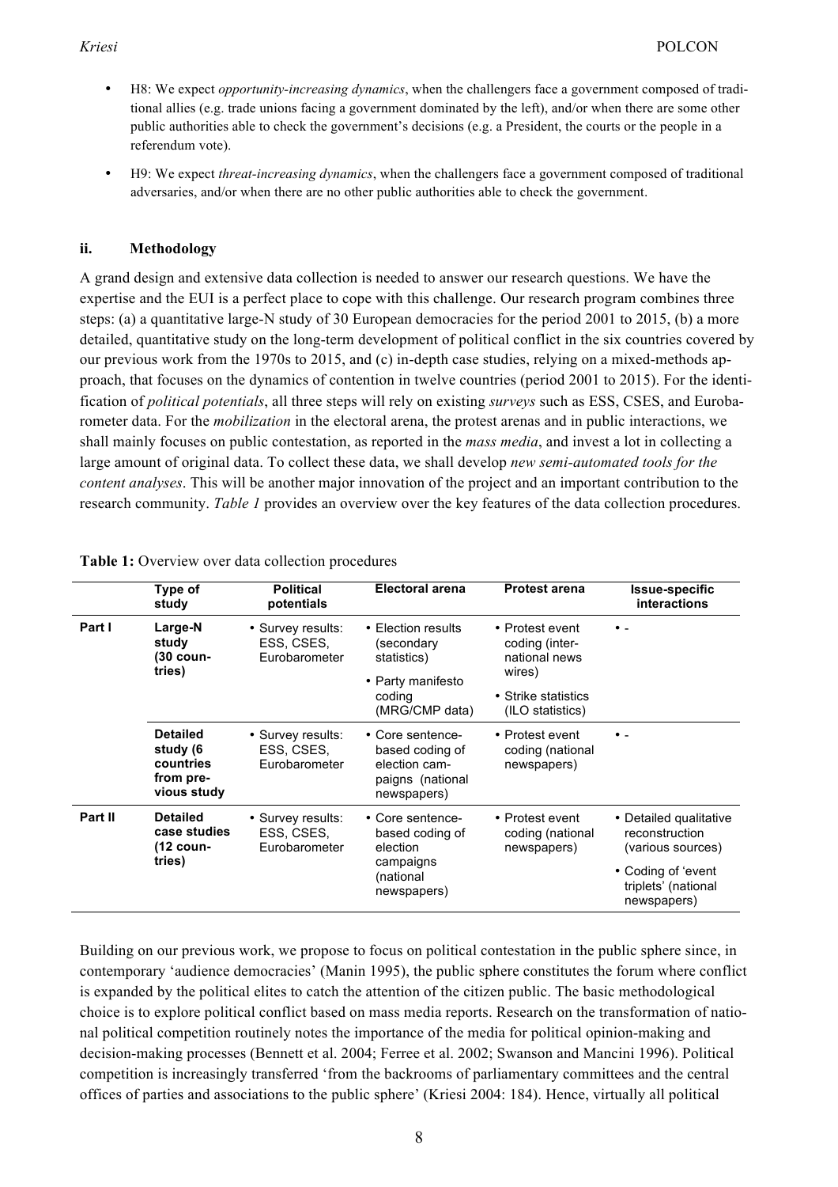- H8: We expect *opportunity-increasing dynamics*, when the challengers face a government composed of traditional allies (e.g. trade unions facing a government dominated by the left), and/or when there are some other public authorities able to check the government's decisions (e.g. a President, the courts or the people in a referendum vote).
- H9: We expect *threat-increasing dynamics*, when the challengers face a government composed of traditional adversaries, and/or when there are no other public authorities able to check the government.

### ii. Methodology

A grand design and extensive data collection is needed to answer our research questions. We have the expertise and the EUI is a perfect place to cope with this challenge. Our research program combines three steps: (a) a quantitative large-N study of 30 European democracies for the period 2001 to 2015, (b) a more detailed, quantitative study on the long-term development of political conflict in the six countries covered by our previous work from the 1970s to 2015, and (c) in-depth case studies, relying on a mixed-methods approach, that focuses on the dynamics of contention in twelve countries (period 2001 to 2015). For the identification of *political potentials*, all three steps will rely on existing *surveys* such as ESS, CSES, and Eurobarometer data. For the *mobilization* in the electoral arena, the protest arenas and in public interactions, we shall mainly focuses on public contestation, as reported in the *mass media*, and invest a lot in collecting a large amount of original data. To collect these data, we shall develop *new semi-automated tools for the content analyses*. This will be another major innovation of the project and an important contribution to the research community. *Table 1* provides an overview over the key features of the data collection procedures.

**Table 1:** Overview over data collection procedures

| | Type of study | Political potentials | Electoral arena | Protest arena | Issue-specific interactions |
|---|---|---|---|---|---|
| **Part I** | **Large-N study (30 countries)** | • Survey results: ESS, CSES, Eurobarometer | • Election results (secondary statistics) <br> • Party manifesto coding (MRG/CMP data) | • Protest event coding (international news wires) <br> • Strike statistics (ILO statistics) | • - |
| | **Detailed study (6 countries from previous study** | • Survey results: ESS, CSES, Eurobarometer | • Core sentence-based coding of election campaigns (national newspapers) | • Protest event coding (national newspapers) | • - |
| **Part II** | **Detailed case studies (12 countries)** | • Survey results: ESS, CSES, Eurobarometer | • Core sentence-based coding of election campaigns (national newspapers) | • Protest event coding (national newspapers) | • Detailed qualitative reconstruction (various sources) <br> • Coding of 'event triplets' (national newspapers) |

Building on our previous work, we propose to focus on political contestation in the public sphere since, in contemporary 'audience democracies' (Manin 1995), the public sphere constitutes the forum where conflict is expanded by the political elites to catch the attention of the citizen public. The basic methodological choice is to explore political conflict based on mass media reports. Research on the transformation of national political competition routinely notes the importance of the media for political opinion-making and decision-making processes (Bennett et al. 2004; Ferree et al. 2002; Swanson and Mancini 1996). Political competition is increasingly transferred 'from the backrooms of parliamentary committees and the central offices of parties and associations to the public sphere' (Kriesi 2004: 184). Hence, virtually all political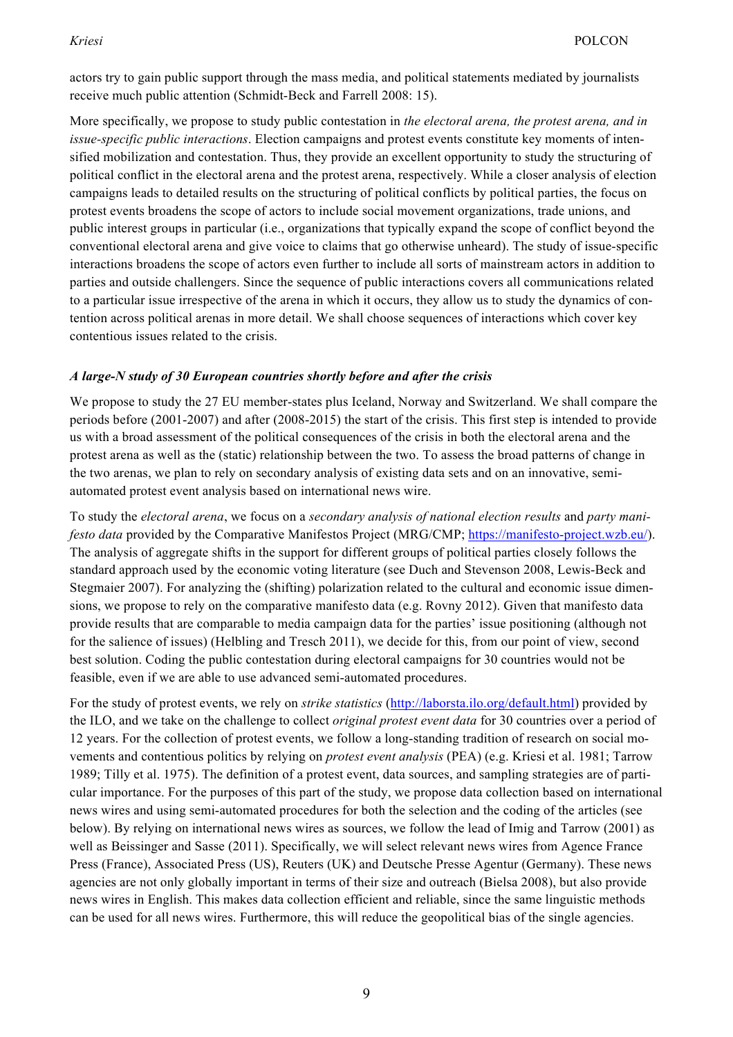actors try to gain public support through the mass media, and political statements mediated by journalists receive much public attention (Schmidt-Beck and Farrell 2008: 15).

More specifically, we propose to study public contestation in *the electoral arena, the protest arena, and in issue-specific public interactions*. Election campaigns and protest events constitute key moments of intensified mobilization and contestation. Thus, they provide an excellent opportunity to study the structuring of political conflict in the electoral arena and the protest arena, respectively. While a closer analysis of election campaigns leads to detailed results on the structuring of political conflicts by political parties, the focus on protest events broadens the scope of actors to include social movement organizations, trade unions, and public interest groups in particular (i.e., organizations that typically expand the scope of conflict beyond the conventional electoral arena and give voice to claims that go otherwise unheard). The study of issue-specific interactions broadens the scope of actors even further to include all sorts of mainstream actors in addition to parties and outside challengers. Since the sequence of public interactions covers all communications related to a particular issue irrespective of the arena in which it occurs, they allow us to study the dynamics of contention across political arenas in more detail. We shall choose sequences of interactions which cover key contentious issues related to the crisis.

### *A large-N study of 30 European countries shortly before and after the crisis*

We propose to study the 27 EU member-states plus Iceland, Norway and Switzerland. We shall compare the periods before (2001-2007) and after (2008-2015) the start of the crisis. This first step is intended to provide us with a broad assessment of the political consequences of the crisis in both the electoral arena and the protest arena as well as the (static) relationship between the two. To assess the broad patterns of change in the two arenas, we plan to rely on secondary analysis of existing data sets and on an innovative, semi-automated protest event analysis based on international news wire.

To study the *electoral arena*, we focus on a *secondary analysis of national election results* and *party manifesto data* provided by the Comparative Manifestos Project (MRG/CMP; https://manifesto-project.wzb.eu/). The analysis of aggregate shifts in the support for different groups of political parties closely follows the standard approach used by the economic voting literature (see Duch and Stevenson 2008, Lewis-Beck and Stegmaier 2007). For analyzing the (shifting) polarization related to the cultural and economic issue dimensions, we propose to rely on the comparative manifesto data (e.g. Rovny 2012). Given that manifesto data provide results that are comparable to media campaign data for the parties' issue positioning (although not for the salience of issues) (Helbling and Tresch 2011), we decide for this, from our point of view, second best solution. Coding the public contestation during electoral campaigns for 30 countries would not be feasible, even if we are able to use advanced semi-automated procedures.

For the study of protest events, we rely on *strike statistics* (http://laborsta.ilo.org/default.html) provided by the ILO, and we take on the challenge to collect *original protest event data* for 30 countries over a period of 12 years. For the collection of protest events, we follow a long-standing tradition of research on social movements and contentious politics by relying on *protest event analysis* (PEA) (e.g. Kriesi et al. 1981; Tarrow 1989; Tilly et al. 1975). The definition of a protest event, data sources, and sampling strategies are of particular importance. For the purposes of this part of the study, we propose data collection based on international news wires and using semi-automated procedures for both the selection and the coding of the articles (see below). By relying on international news wires as sources, we follow the lead of Imig and Tarrow (2001) as well as Beissinger and Sasse (2011). Specifically, we will select relevant news wires from Agence France Press (France), Associated Press (US), Reuters (UK) and Deutsche Presse Agentur (Germany). These news agencies are not only globally important in terms of their size and outreach (Bielsa 2008), but also provide news wires in English. This makes data collection efficient and reliable, since the same linguistic methods can be used for all news wires. Furthermore, this will reduce the geopolitical bias of the single agencies.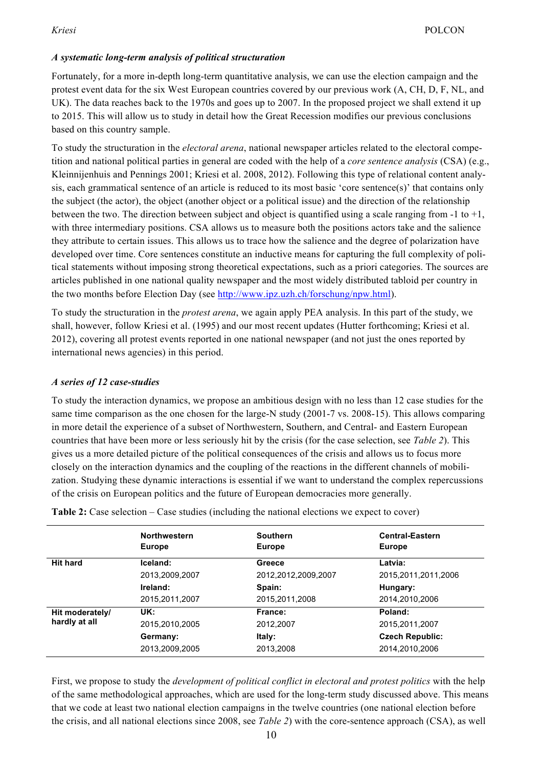### *A systematic long-term analysis of political structuration*

Fortunately, for a more in-depth long-term quantitative analysis, we can use the election campaign and the protest event data for the six West European countries covered by our previous work (A, CH, D, F, NL, and UK). The data reaches back to the 1970s and goes up to 2007. In the proposed project we shall extend it up to 2015. This will allow us to study in detail how the Great Recession modifies our previous conclusions based on this country sample.

To study the structuration in the *electoral arena*, national newspaper articles related to the electoral competition and national political parties in general are coded with the help of a *core sentence analysis* (CSA) (e.g., Kleinnijenhuis and Pennings 2001; Kriesi et al. 2008, 2012). Following this type of relational content analysis, each grammatical sentence of an article is reduced to its most basic 'core sentence(s)' that contains only the subject (the actor), the object (another object or a political issue) and the direction of the relationship between the two. The direction between subject and object is quantified using a scale ranging from -1 to +1, with three intermediary positions. CSA allows us to measure both the positions actors take and the salience they attribute to certain issues. This allows us to trace how the salience and the degree of polarization have developed over time. Core sentences constitute an inductive means for capturing the full complexity of political statements without imposing strong theoretical expectations, such as a priori categories. The sources are articles published in one national quality newspaper and the most widely distributed tabloid per country in the two months before Election Day (see http://www.ipz.uzh.ch/forschung/npw.html).

To study the structuration in the *protest arena*, we again apply PEA analysis. In this part of the study, we shall, however, follow Kriesi et al. (1995) and our most recent updates (Hutter forthcoming; Kriesi et al. 2012), covering all protest events reported in one national newspaper (and not just the ones reported by international news agencies) in this period.

### *A series of 12 case-studies*

To study the interaction dynamics, we propose an ambitious design with no less than 12 case studies for the same time comparison as the one chosen for the large-N study (2001-7 vs. 2008-15). This allows comparing in more detail the experience of a subset of Northwestern, Southern, and Central- and Eastern European countries that have been more or less seriously hit by the crisis (for the case selection, see *Table 2*). This gives us a more detailed picture of the political consequences of the crisis and allows us to focus more closely on the interaction dynamics and the coupling of the reactions in the different channels of mobilization. Studying these dynamic interactions is essential if we want to understand the complex repercussions of the crisis on European politics and the future of European democracies more generally.

**Table 2:** Case selection – Case studies (including the national elections we expect to cover)

| | **Northwestern Europe** | **Southern Europe** | **Central-Eastern Europe** |
|---|---|---|---|
| **Hit hard** | **Iceland:** 2013,2009,2007 | **Greece** 2012,2012,2009,2007 | **Latvia:** 2015,2011,2011,2006 |
| | **Ireland:** 2015,2011,2007 | **Spain:** 2015,2011,2008 | **Hungary:** 2014,2010,2006 |
| **Hit moderately/ hardly at all** | **UK:** 2015,2010,2005 | **France:** 2012,2007 | **Poland:** 2015,2011,2007 |
| | **Germany:** 2013,2009,2005 | **Italy:** 2013,2008 | **Czech Republic:** 2014,2010,2006 |

First, we propose to study the *development of political conflict in electoral and protest politics* with the help of the same methodological approaches, which are used for the long-term study discussed above. This means that we code at least two national election campaigns in the twelve countries (one national election before the crisis, and all national elections since 2008, see *Table 2*) with the core-sentence approach (CSA), as well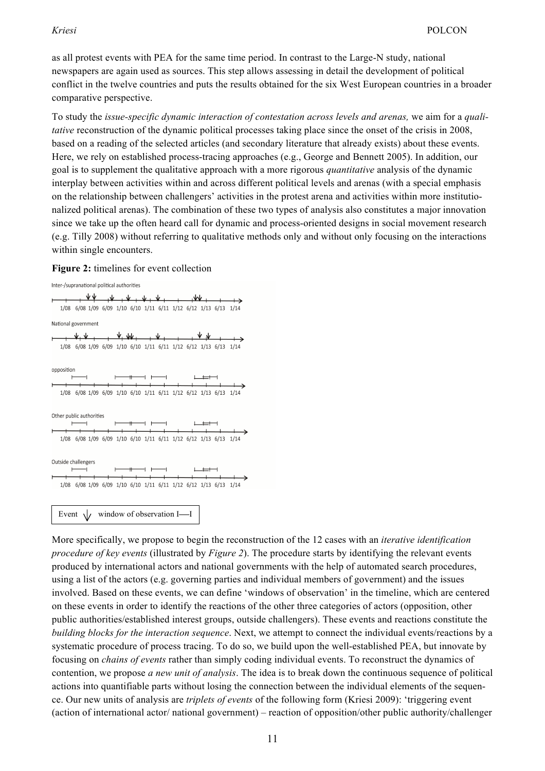as all protest events with PEA for the same time period. In contrast to the Large-N study, national newspapers are again used as sources. This step allows assessing in detail the development of political conflict in the twelve countries and puts the results obtained for the six West European countries in a broader comparative perspective.

To study the *issue-specific dynamic interaction of contestation across levels and arenas,* we aim for a *qualitative* reconstruction of the dynamic political processes taking place since the onset of the crisis in 2008, based on a reading of the selected articles (and secondary literature that already exists) about these events. Here, we rely on established process-tracing approaches (e.g., George and Bennett 2005). In addition, our goal is to supplement the qualitative approach with a more rigorous *quantitative* analysis of the dynamic interplay between activities within and across different political levels and arenas (with a special emphasis on the relationship between challengers' activities in the protest arena and activities within more institutionalized political arenas). The combination of these two types of analysis also constitutes a major innovation since we take up the often heard call for dynamic and process-oriented designs in social movement research (e.g. Tilly 2008) without referring to qualitative methods only and without only focusing on the interactions within single encounters.

**Figure 2:** timelines for event collection

Inter-/supranational political authorities

1/08 6/08 1/09 6/09 1/10 6/10 1/11 6/11 1/12 6/12 1/13 6/13 1/14

National government

1/08 6/08 1/09 6/09 1/10 6/10 1/11 6/11 1/12 6/12 1/13 6/13 1/14

opposition

1/08 6/08 1/09 6/09 1/10 6/10 1/11 6/11 1/12 6/12 1/13 6/13 1/14

Other public authorities

1/08 6/08 1/09 6/09 1/10 6/10 1/11 6/11 1/12 6/12 1/13 6/13 1/14

Outside challengers

1/08 6/08 1/09 6/09 1/10 6/10 1/11 6/11 1/12 6/12 1/13 6/13 1/14

Event ↓ window of observation I—I

More specifically, we propose to begin the reconstruction of the 12 cases with an *iterative identification procedure of key events* (illustrated by *Figure 2*). The procedure starts by identifying the relevant events produced by international actors and national governments with the help of automated search procedures, using a list of the actors (e.g. governing parties and individual members of government) and the issues involved. Based on these events, we can define 'windows of observation' in the timeline, which are centered on these events in order to identify the reactions of the other three categories of actors (opposition, other public authorities/established interest groups, outside challengers). These events and reactions constitute the *building blocks for the interaction sequence*. Next, we attempt to connect the individual events/reactions by a systematic procedure of process tracing. To do so, we build upon the well-established PEA, but innovate by focusing on *chains of events* rather than simply coding individual events. To reconstruct the dynamics of contention, we propose *a new unit of analysis*. The idea is to break down the continuous sequence of political actions into quantifiable parts without losing the connection between the individual elements of the sequence. Our new units of analysis are *triplets of events* of the following form (Kriesi 2009): 'triggering event (action of international actor/ national government) – reaction of opposition/other public authority/challenger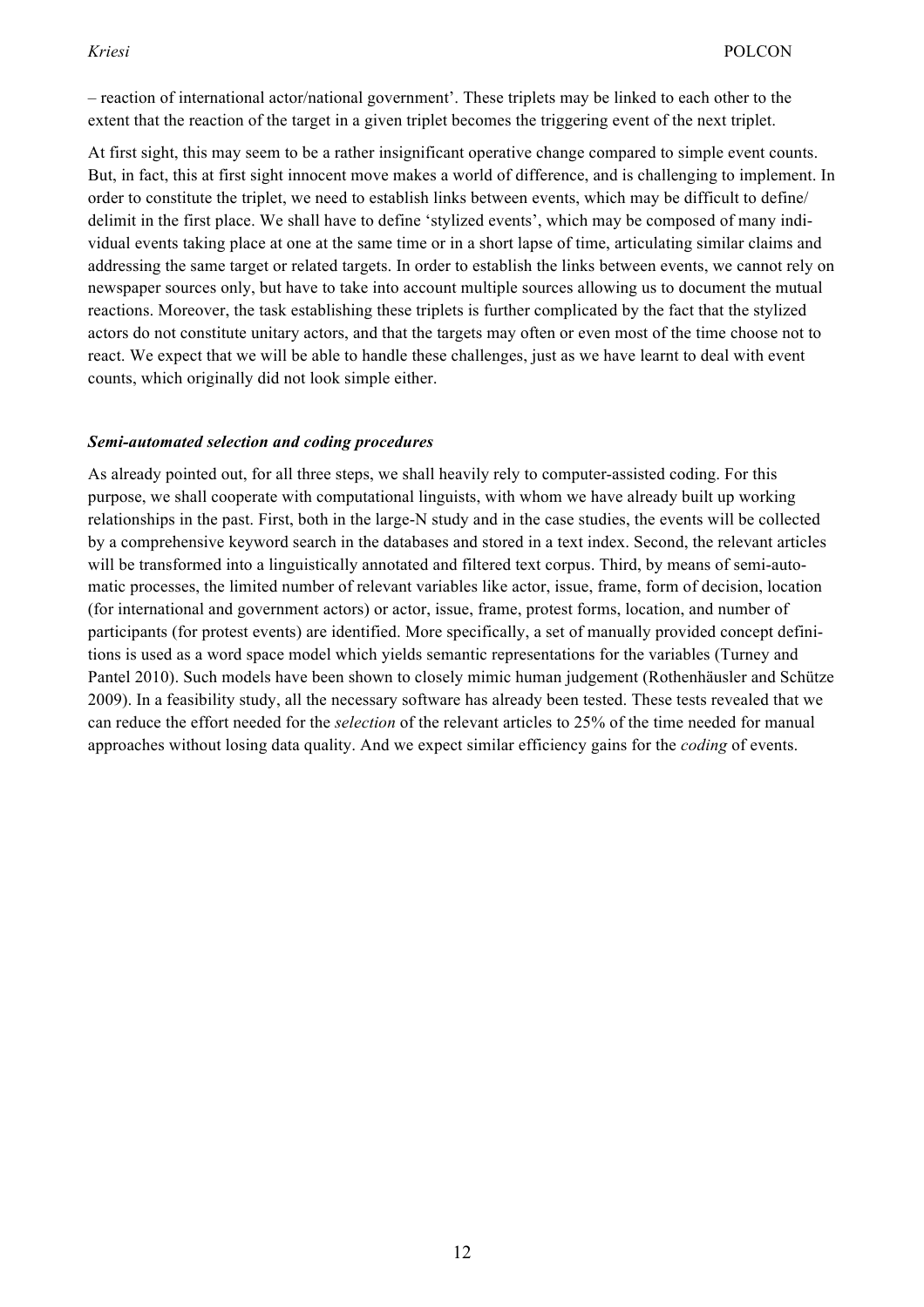– reaction of international actor/national government'. These triplets may be linked to each other to the extent that the reaction of the target in a given triplet becomes the triggering event of the next triplet.

At first sight, this may seem to be a rather insignificant operative change compared to simple event counts. But, in fact, this at first sight innocent move makes a world of difference, and is challenging to implement. In order to constitute the triplet, we need to establish links between events, which may be difficult to define/ delimit in the first place. We shall have to define 'stylized events', which may be composed of many individual events taking place at one at the same time or in a short lapse of time, articulating similar claims and addressing the same target or related targets. In order to establish the links between events, we cannot rely on newspaper sources only, but have to take into account multiple sources allowing us to document the mutual reactions. Moreover, the task establishing these triplets is further complicated by the fact that the stylized actors do not constitute unitary actors, and that the targets may often or even most of the time choose not to react. We expect that we will be able to handle these challenges, just as we have learnt to deal with event counts, which originally did not look simple either.

***Semi-automated selection and coding procedures***

As already pointed out, for all three steps, we shall heavily rely to computer-assisted coding. For this purpose, we shall cooperate with computational linguists, with whom we have already built up working relationships in the past. First, both in the large-N study and in the case studies, the events will be collected by a comprehensive keyword search in the databases and stored in a text index. Second, the relevant articles will be transformed into a linguistically annotated and filtered text corpus. Third, by means of semi-automatic processes, the limited number of relevant variables like actor, issue, frame, form of decision, location (for international and government actors) or actor, issue, frame, protest forms, location, and number of participants (for protest events) are identified. More specifically, a set of manually provided concept definitions is used as a word space model which yields semantic representations for the variables (Turney and Pantel 2010). Such models have been shown to closely mimic human judgement (Rothenhäusler and Schütze 2009). In a feasibility study, all the necessary software has already been tested. These tests revealed that we can reduce the effort needed for the *selection* of the relevant articles to 25% of the time needed for manual approaches without losing data quality. And we expect similar efficiency gains for the *coding* of events.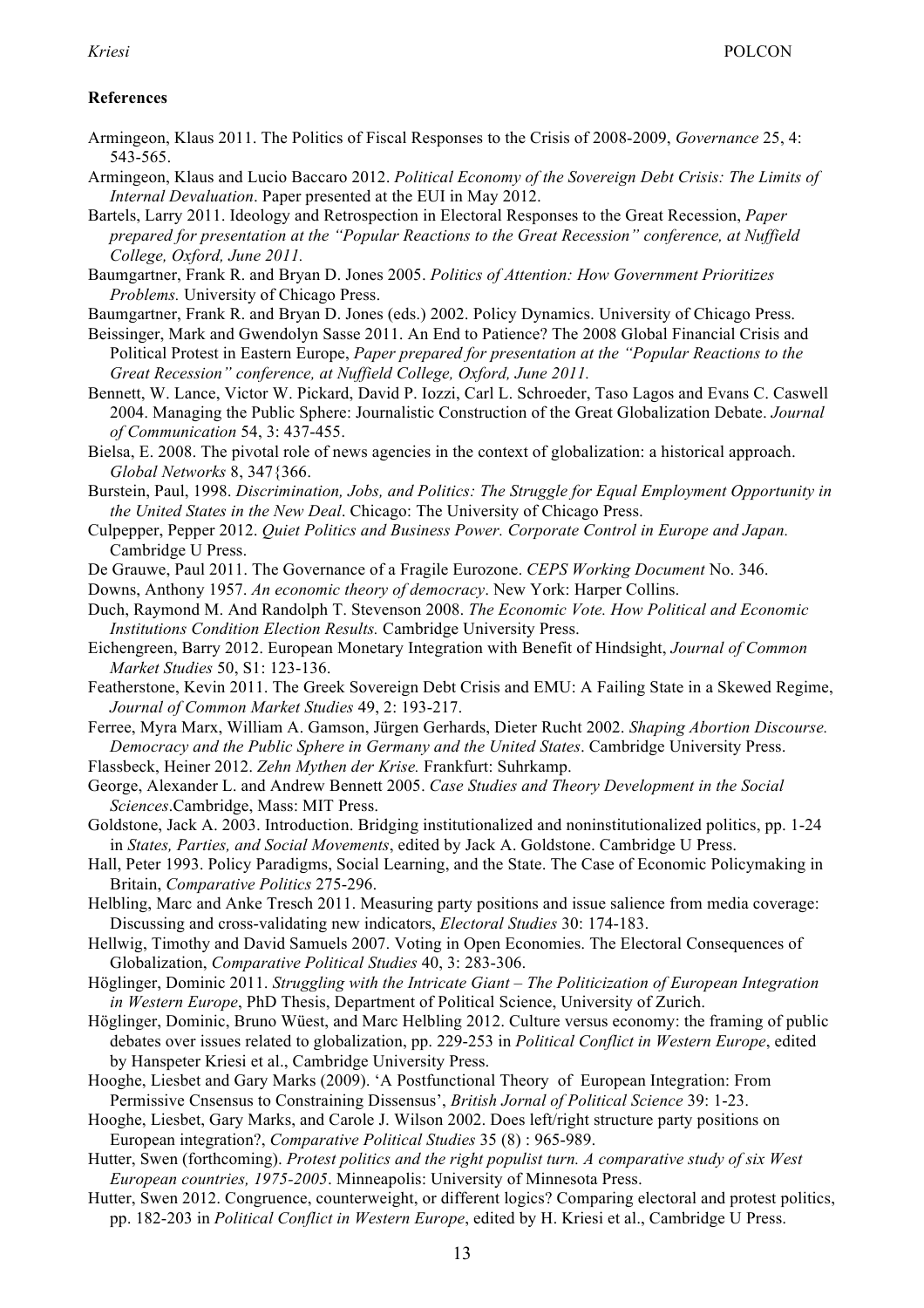**References**

Armingeon, Klaus 2011. The Politics of Fiscal Responses to the Crisis of 2008-2009, *Governance* 25, 4: 543-565.

Armingeon, Klaus and Lucio Baccaro 2012. *Political Economy of the Sovereign Debt Crisis: The Limits of Internal Devaluation*. Paper presented at the EUI in May 2012.

Bartels, Larry 2011. Ideology and Retrospection in Electoral Responses to the Great Recession, *Paper prepared for presentation at the "Popular Reactions to the Great Recession" conference, at Nuffield College, Oxford, June 2011.*

Baumgartner, Frank R. and Bryan D. Jones 2005. *Politics of Attention: How Government Prioritizes Problems.* University of Chicago Press.

Baumgartner, Frank R. and Bryan D. Jones (eds.) 2002. Policy Dynamics. University of Chicago Press.

Beissinger, Mark and Gwendolyn Sasse 2011. An End to Patience? The 2008 Global Financial Crisis and Political Protest in Eastern Europe, *Paper prepared for presentation at the "Popular Reactions to the Great Recession" conference, at Nuffield College, Oxford, June 2011.*

Bennett, W. Lance, Victor W. Pickard, David P. Iozzi, Carl L. Schroeder, Taso Lagos and Evans C. Caswell 2004. Managing the Public Sphere: Journalistic Construction of the Great Globalization Debate. *Journal of Communication* 54, 3: 437-455.

Bielsa, E. 2008. The pivotal role of news agencies in the context of globalization: a historical approach. *Global Networks* 8, 347{366.

Burstein, Paul, 1998. *Discrimination, Jobs, and Politics: The Struggle for Equal Employment Opportunity in the United States in the New Deal*. Chicago: The University of Chicago Press.

Culpepper, Pepper 2012. *Quiet Politics and Business Power. Corporate Control in Europe and Japan.* Cambridge U Press.

De Grauwe, Paul 2011. The Governance of a Fragile Eurozone. *CEPS Working Document* No. 346.

Downs, Anthony 1957. *An economic theory of democracy*. New York: Harper Collins.

Duch, Raymond M. And Randolph T. Stevenson 2008. *The Economic Vote. How Political and Economic Institutions Condition Election Results.* Cambridge University Press.

Eichengreen, Barry 2012. European Monetary Integration with Benefit of Hindsight, *Journal of Common Market Studies* 50, S1: 123-136.

Featherstone, Kevin 2011. The Greek Sovereign Debt Crisis and EMU: A Failing State in a Skewed Regime, *Journal of Common Market Studies* 49, 2: 193-217.

Ferree, Myra Marx, William A. Gamson, Jürgen Gerhards, Dieter Rucht 2002. *Shaping Abortion Discourse. Democracy and the Public Sphere in Germany and the United States*. Cambridge University Press.

Flassbeck, Heiner 2012. *Zehn Mythen der Krise.* Frankfurt: Suhrkamp.

George, Alexander L. and Andrew Bennett 2005. *Case Studies and Theory Development in the Social Sciences*.Cambridge, Mass: MIT Press.

Goldstone, Jack A. 2003. Introduction. Bridging institutionalized and noninstitutionalized politics, pp. 1-24 in *States, Parties, and Social Movements*, edited by Jack A. Goldstone. Cambridge U Press.

Hall, Peter 1993. Policy Paradigms, Social Learning, and the State. The Case of Economic Policymaking in Britain, *Comparative Politics* 275-296.

Helbling, Marc and Anke Tresch 2011. Measuring party positions and issue salience from media coverage: Discussing and cross-validating new indicators, *Electoral Studies* 30: 174-183.

Hellwig, Timothy and David Samuels 2007. Voting in Open Economies. The Electoral Consequences of Globalization, *Comparative Political Studies* 40, 3: 283-306.

Höglinger, Dominic 2011. *Struggling with the Intricate Giant – The Politicization of European Integration in Western Europe*, PhD Thesis, Department of Political Science, University of Zurich.

Höglinger, Dominic, Bruno Wüest, and Marc Helbling 2012. Culture versus economy: the framing of public debates over issues related to globalization, pp. 229-253 in *Political Conflict in Western Europe*, edited by Hanspeter Kriesi et al., Cambridge University Press.

Hooghe, Liesbet and Gary Marks (2009). 'A Postfunctional Theory of European Integration: From Permissive Cnsensus to Constraining Dissensus', *British Jornal of Political Science* 39: 1-23.

Hooghe, Liesbet, Gary Marks, and Carole J. Wilson 2002. Does left/right structure party positions on European integration?, *Comparative Political Studies* 35 (8) : 965-989.

Hutter, Swen (forthcoming). *Protest politics and the right populist turn. A comparative study of six West European countries, 1975-2005*. Minneapolis: University of Minnesota Press.

Hutter, Swen 2012. Congruence, counterweight, or different logics? Comparing electoral and protest politics, pp. 182-203 in *Political Conflict in Western Europe*, edited by H. Kriesi et al., Cambridge U Press.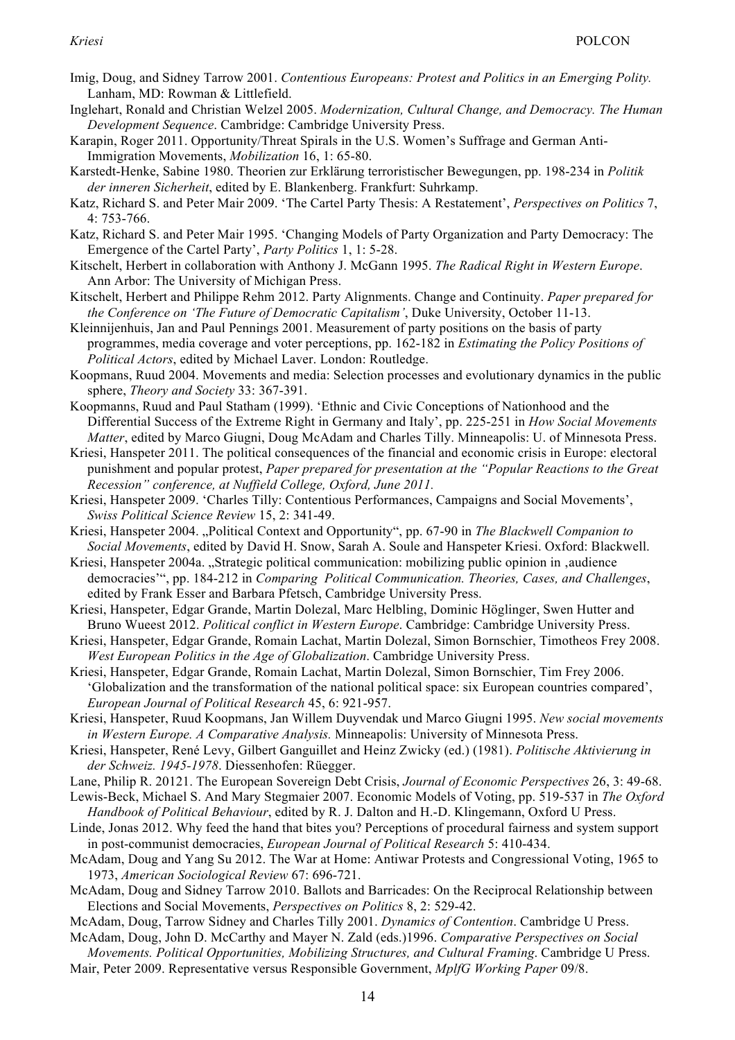Imig, Doug, and Sidney Tarrow 2001. *Contentious Europeans: Protest and Politics in an Emerging Polity.* Lanham, MD: Rowman & Littlefield.

Inglehart, Ronald and Christian Welzel 2005. *Modernization, Cultural Change, and Democracy. The Human Development Sequence*. Cambridge: Cambridge University Press.

Karapin, Roger 2011. Opportunity/Threat Spirals in the U.S. Women's Suffrage and German Anti-Immigration Movements, *Mobilization* 16, 1: 65-80.

Karstedt-Henke, Sabine 1980. Theorien zur Erklärung terroristischer Bewegungen, pp. 198-234 in *Politik der inneren Sicherheit*, edited by E. Blankenberg. Frankfurt: Suhrkamp.

Katz, Richard S. and Peter Mair 2009. 'The Cartel Party Thesis: A Restatement', *Perspectives on Politics* 7, 4: 753-766.

Katz, Richard S. and Peter Mair 1995. 'Changing Models of Party Organization and Party Democracy: The Emergence of the Cartel Party', *Party Politics* 1, 1: 5-28.

Kitschelt, Herbert in collaboration with Anthony J. McGann 1995. *The Radical Right in Western Europe*. Ann Arbor: The University of Michigan Press.

Kitschelt, Herbert and Philippe Rehm 2012. Party Alignments. Change and Continuity. *Paper prepared for the Conference on 'The Future of Democratic Capitalism'*, Duke University, October 11-13.

Kleinnijenhuis, Jan and Paul Pennings 2001. Measurement of party positions on the basis of party programmes, media coverage and voter perceptions, pp. 162-182 in *Estimating the Policy Positions of Political Actors*, edited by Michael Laver. London: Routledge.

Koopmans, Ruud 2004. Movements and media: Selection processes and evolutionary dynamics in the public sphere, *Theory and Society* 33: 367-391.

Koopmanns, Ruud and Paul Statham (1999). 'Ethnic and Civic Conceptions of Nationhood and the Differential Success of the Extreme Right in Germany and Italy', pp. 225-251 in *How Social Movements Matter*, edited by Marco Giugni, Doug McAdam and Charles Tilly. Minneapolis: U. of Minnesota Press.

Kriesi, Hanspeter 2011. The political consequences of the financial and economic crisis in Europe: electoral punishment and popular protest, *Paper prepared for presentation at the "Popular Reactions to the Great Recession" conference, at Nuffield College, Oxford, June 2011.*

Kriesi, Hanspeter 2009. 'Charles Tilly: Contentious Performances, Campaigns and Social Movements', *Swiss Political Science Review* 15, 2: 341-49.

Kriesi, Hanspeter 2004. „Political Context and Opportunity", pp. 67-90 in *The Blackwell Companion to Social Movements*, edited by David H. Snow, Sarah A. Soule and Hanspeter Kriesi. Oxford: Blackwell.

Kriesi, Hanspeter 2004a. „Strategic political communication: mobilizing public opinion in ‚audience democracies'", pp. 184-212 in *Comparing Political Communication. Theories, Cases, and Challenges*, edited by Frank Esser and Barbara Pfetsch, Cambridge University Press.

Kriesi, Hanspeter, Edgar Grande, Martin Dolezal, Marc Helbling, Dominic Höglinger, Swen Hutter and Bruno Wueest 2012. *Political conflict in Western Europe*. Cambridge: Cambridge University Press.

Kriesi, Hanspeter, Edgar Grande, Romain Lachat, Martin Dolezal, Simon Bornschier, Timotheos Frey 2008. *West European Politics in the Age of Globalization*. Cambridge University Press.

Kriesi, Hanspeter, Edgar Grande, Romain Lachat, Martin Dolezal, Simon Bornschier, Tim Frey 2006. 'Globalization and the transformation of the national political space: six European countries compared', *European Journal of Political Research* 45, 6: 921-957.

Kriesi, Hanspeter, Ruud Koopmans, Jan Willem Duyvendak und Marco Giugni 1995. *New social movements in Western Europe. A Comparative Analysis.* Minneapolis: University of Minnesota Press.

Kriesi, Hanspeter, René Levy, Gilbert Ganguillet and Heinz Zwicky (ed.) (1981). *Politische Aktivierung in der Schweiz. 1945-1978*. Diessenhofen: Rüegger.

Lane, Philip R. 20121. The European Sovereign Debt Crisis, *Journal of Economic Perspectives* 26, 3: 49-68.

Lewis-Beck, Michael S. And Mary Stegmaier 2007. Economic Models of Voting, pp. 519-537 in *The Oxford Handbook of Political Behaviour*, edited by R. J. Dalton and H.-D. Klingemann, Oxford U Press.

Linde, Jonas 2012. Why feed the hand that bites you? Perceptions of procedural fairness and system support in post-communist democracies, *European Journal of Political Research* 5: 410-434.

McAdam, Doug and Yang Su 2012. The War at Home: Antiwar Protests and Congressional Voting, 1965 to 1973, *American Sociological Review* 67: 696-721.

McAdam, Doug and Sidney Tarrow 2010. Ballots and Barricades: On the Reciprocal Relationship between Elections and Social Movements, *Perspectives on Politics* 8, 2: 529-42.

McAdam, Doug, Tarrow Sidney and Charles Tilly 2001. *Dynamics of Contention*. Cambridge U Press.

McAdam, Doug, John D. McCarthy and Mayer N. Zald (eds.)1996. *Comparative Perspectives on Social Movements. Political Opportunities, Mobilizing Structures, and Cultural Framing*. Cambridge U Press.

Mair, Peter 2009. Representative versus Responsible Government, *MplfG Working Paper* 09/8.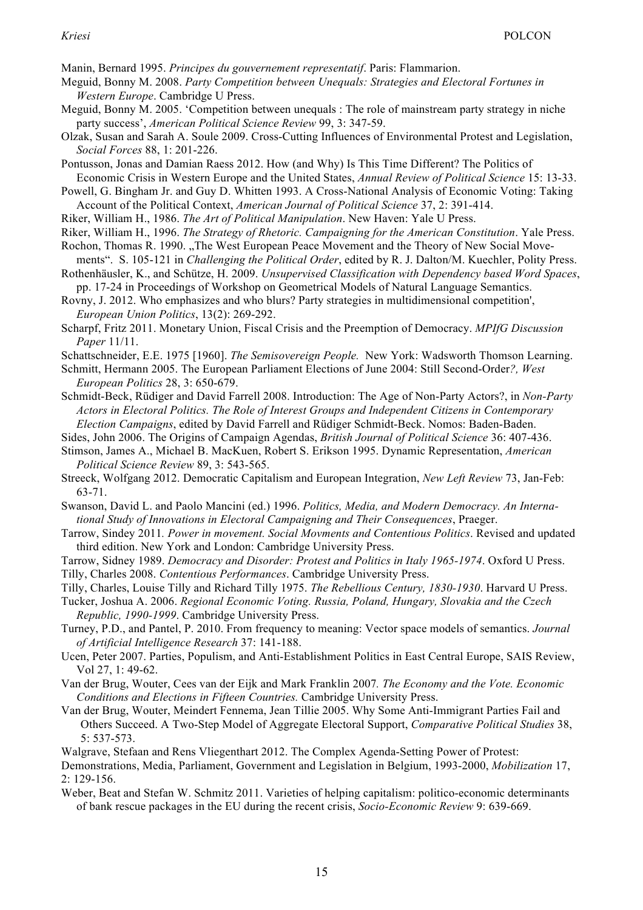Manin, Bernard 1995. *Principes du gouvernement representatif*. Paris: Flammarion.

Meguid, Bonny M. 2008. *Party Competition between Unequals: Strategies and Electoral Fortunes in Western Europe*. Cambridge U Press.

Meguid, Bonny M. 2005. 'Competition between unequals : The role of mainstream party strategy in niche party success', *American Political Science Review* 99, 3: 347-59.

Olzak, Susan and Sarah A. Soule 2009. Cross-Cutting Influences of Environmental Protest and Legislation, *Social Forces* 88, 1: 201-226.

Pontusson, Jonas and Damian Raess 2012. How (and Why) Is This Time Different? The Politics of Economic Crisis in Western Europe and the United States, *Annual Review of Political Science* 15: 13-33.

Powell, G. Bingham Jr. and Guy D. Whitten 1993. A Cross-National Analysis of Economic Voting: Taking Account of the Political Context, *American Journal of Political Science* 37, 2: 391-414.

Riker, William H., 1986. *The Art of Political Manipulation*. New Haven: Yale U Press.

Riker, William H., 1996. *The Strategy of Rhetoric. Campaigning for the American Constitution*. Yale Press.

Rochon, Thomas R. 1990. „The West European Peace Movement and the Theory of New Social Movements". S. 105-121 in *Challenging the Political Order*, edited by R. J. Dalton/M. Kuechler, Polity Press.

Rothenhäusler, K., and Schütze, H. 2009. *Unsupervised Classification with Dependency based Word Spaces*, pp. 17-24 in Proceedings of Workshop on Geometrical Models of Natural Language Semantics.

Rovny, J. 2012. Who emphasizes and who blurs? Party strategies in multidimensional competition', *European Union Politics*, 13(2): 269-292.

Scharpf, Fritz 2011. Monetary Union, Fiscal Crisis and the Preemption of Democracy. *MPIfG Discussion Paper* 11/11.

Schattschneider, E.E. 1975 [1960]. *The Semisovereign People.* New York: Wadsworth Thomson Learning.

Schmitt, Hermann 2005. The European Parliament Elections of June 2004: Still Second-Order*?, West European Politics* 28, 3: 650-679.

Schmidt-Beck, Rüdiger and David Farrell 2008. Introduction: The Age of Non-Party Actors?, in *Non-Party Actors in Electoral Politics. The Role of Interest Groups and Independent Citizens in Contemporary Election Campaigns*, edited by David Farrell and Rüdiger Schmidt-Beck. Nomos: Baden-Baden.

Sides, John 2006. The Origins of Campaign Agendas, *British Journal of Political Science* 36: 407-436.

Stimson, James A., Michael B. MacKuen, Robert S. Erikson 1995. Dynamic Representation, *American Political Science Review* 89, 3: 543-565.

Streeck, Wolfgang 2012. Democratic Capitalism and European Integration, *New Left Review* 73, Jan-Feb: 63-71.

Swanson, David L. and Paolo Mancini (ed.) 1996. *Politics, Media, and Modern Democracy. An International Study of Innovations in Electoral Campaigning and Their Consequences*, Praeger.

Tarrow, Sindey 2011*. Power in movement. Social Movments and Contentious Politics*. Revised and updated third edition. New York and London: Cambridge University Press.

Tarrow, Sidney 1989. *Democracy and Disorder: Protest and Politics in Italy 1965-1974*. Oxford U Press.

Tilly, Charles 2008. *Contentious Performances*. Cambridge University Press.

Tilly, Charles, Louise Tilly and Richard Tilly 1975. *The Rebellious Century, 1830-1930*. Harvard U Press.

Tucker, Joshua A. 2006. *Regional Economic Voting. Russia, Poland, Hungary, Slovakia and the Czech Republic, 1990-1999*. Cambridge University Press.

Turney, P.D., and Pantel, P. 2010. From frequency to meaning: Vector space models of semantics. *Journal of Artificial Intelligence Research* 37: 141-188.

Ucen, Peter 2007. Parties, Populism, and Anti-Establishment Politics in East Central Europe, SAIS Review, Vol 27, 1: 49-62.

Van der Brug, Wouter, Cees van der Eijk and Mark Franklin 2007*. The Economy and the Vote. Economic Conditions and Elections in Fifteen Countries.* Cambridge University Press.

Van der Brug, Wouter, Meindert Fennema, Jean Tillie 2005. Why Some Anti-Immigrant Parties Fail and Others Succeed. A Two-Step Model of Aggregate Electoral Support, *Comparative Political Studies* 38, 5: 537-573.

Walgrave, Stefaan and Rens Vliegenthart 2012. The Complex Agenda-Setting Power of Protest: Demonstrations, Media, Parliament, Government and Legislation in Belgium, 1993-2000, *Mobilization* 17, 2: 129-156.

Weber, Beat and Stefan W. Schmitz 2011. Varieties of helping capitalism: politico-economic determinants of bank rescue packages in the EU during the recent crisis, *Socio-Economic Review* 9: 639-669.